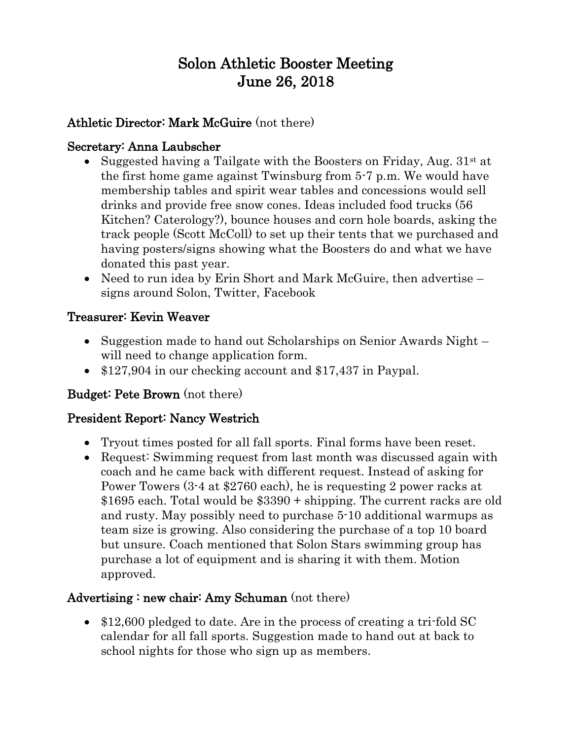# Solon Athletic Booster Meeting
# June 26, 2018

## Athletic Director: Mark McGuire (not there)

## Secretary: Anna Laubscher

- Suggested having a Tailgate with the Boosters on Friday, Aug. 31st at the first home game against Twinsburg from 5-7 p.m. We would have membership tables and spirit wear tables and concessions would sell drinks and provide free snow cones. Ideas included food trucks (56 Kitchen? Caterology?), bounce houses and corn hole boards, asking the track people (Scott McColl) to set up their tents that we purchased and having posters/signs showing what the Boosters do and what we have donated this past year.
- Need to run idea by Erin Short and Mark McGuire, then advertise – signs around Solon, Twitter, Facebook

## Treasurer: Kevin Weaver

- Suggestion made to hand out Scholarships on Senior Awards Night – will need to change application form.
- $127,904 in our checking account and $17,437 in Paypal.

## Budget: Pete Brown (not there)

## President Report: Nancy Westrich

- Tryout times posted for all fall sports. Final forms have been reset.
- Request: Swimming request from last month was discussed again with coach and he came back with different request. Instead of asking for Power Towers (3-4 at $2760 each), he is requesting 2 power racks at $1695 each. Total would be $3390 + shipping. The current racks are old and rusty. May possibly need to purchase 5-10 additional warmups as team size is growing. Also considering the purchase of a top 10 board but unsure. Coach mentioned that Solon Stars swimming group has purchase a lot of equipment and is sharing it with them. Motion approved.

## Advertising : new chair: Amy Schuman (not there)

- $12,600 pledged to date. Are in the process of creating a tri-fold SC calendar for all fall sports. Suggestion made to hand out at back to school nights for those who sign up as members.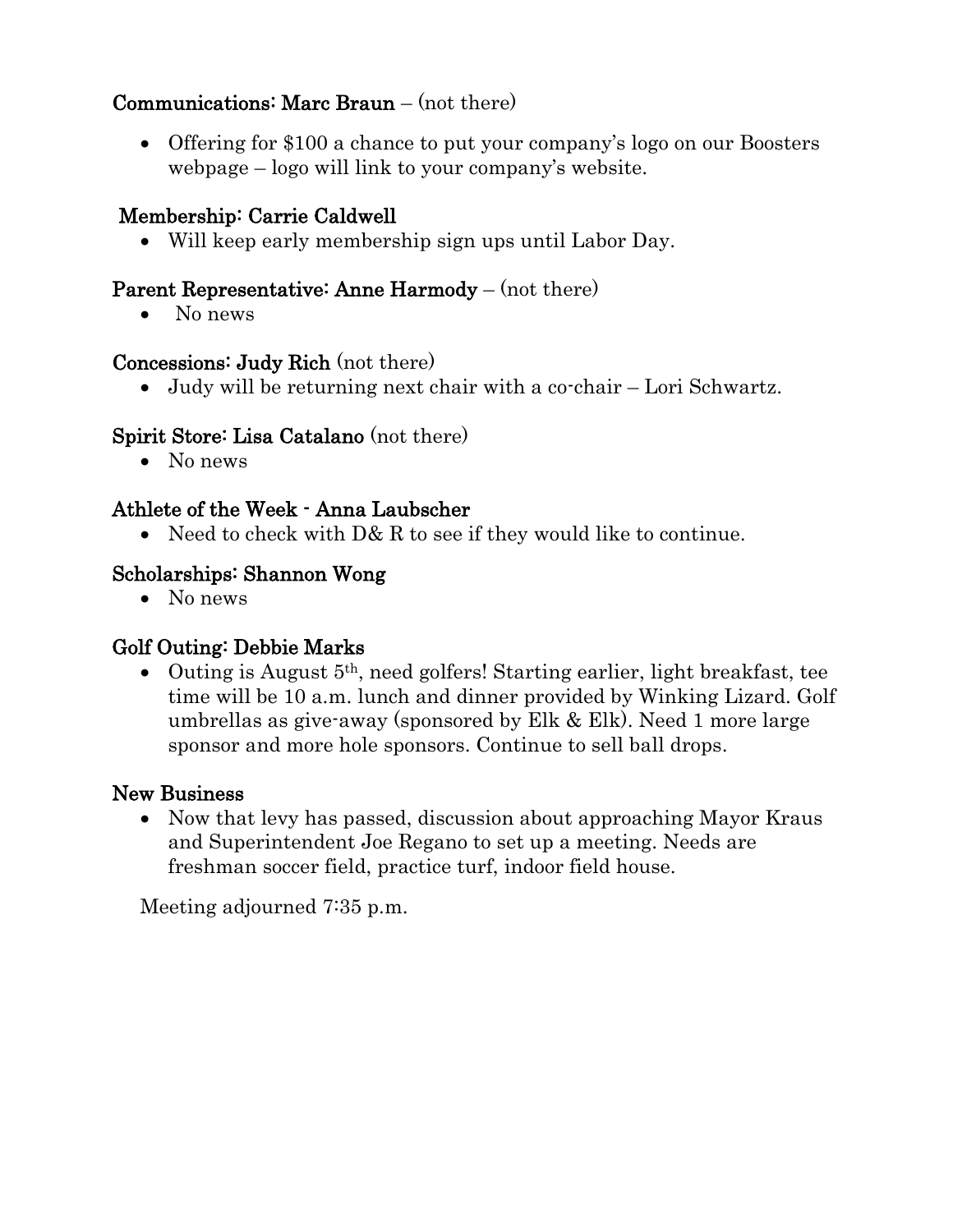**Communications: Marc Braun** – (not there)

- Offering for $100 a chance to put your company's logo on our Boosters webpage – logo will link to your company's website.

**Membership: Carrie Caldwell**

- Will keep early membership sign ups until Labor Day.

**Parent Representative: Anne Harmody** – (not there)

- No news

**Concessions: Judy Rich** (not there)

- Judy will be returning next chair with a co-chair – Lori Schwartz.

**Spirit Store: Lisa Catalano** (not there)

- No news

**Athlete of the Week - Anna Laubscher**

- Need to check with D& R to see if they would like to continue.

**Scholarships: Shannon Wong**

- No news

**Golf Outing: Debbie Marks**

- Outing is August 5th, need golfers! Starting earlier, light breakfast, tee time will be 10 a.m. lunch and dinner provided by Winking Lizard. Golf umbrellas as give-away (sponsored by Elk & Elk). Need 1 more large sponsor and more hole sponsors. Continue to sell ball drops.

**New Business**

- Now that levy has passed, discussion about approaching Mayor Kraus and Superintendent Joe Regano to set up a meeting. Needs are freshman soccer field, practice turf, indoor field house.

Meeting adjourned 7:35 p.m.